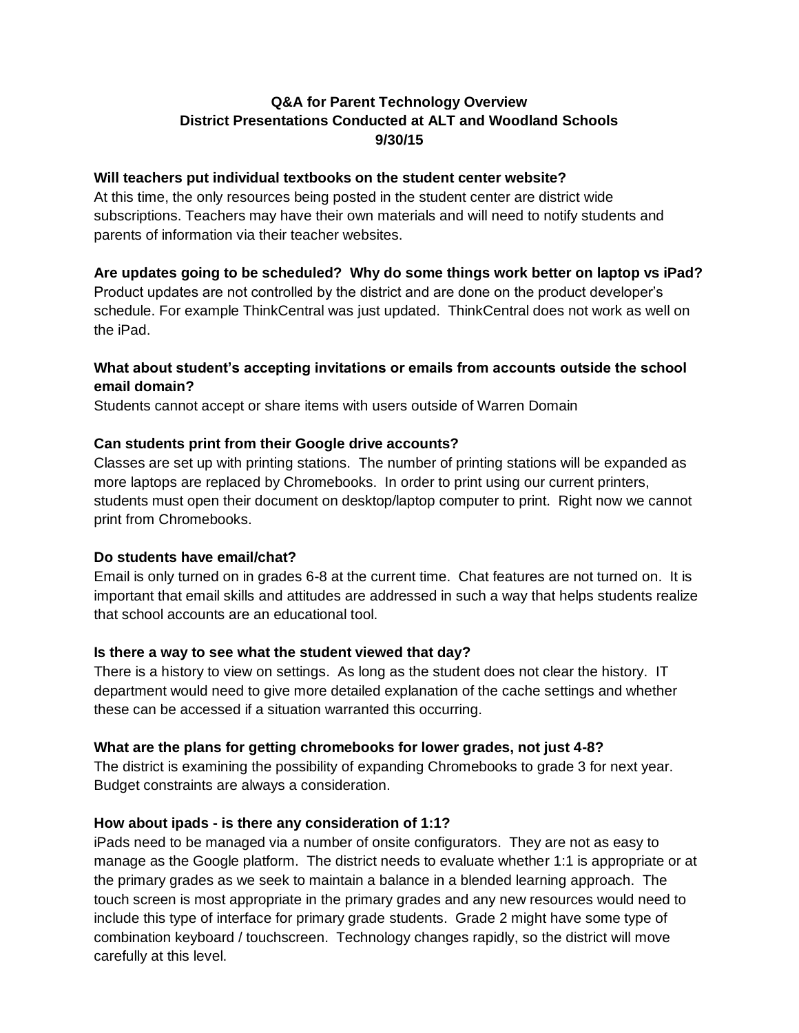# Q&A for Parent Technology Overview
## District Presentations Conducted at ALT and Woodland Schools
## 9/30/15

**Will teachers put individual textbooks on the student center website?**
At this time, the only resources being posted in the student center are district wide subscriptions. Teachers may have their own materials and will need to notify students and parents of information via their teacher websites.

**Are updates going to be scheduled? Why do some things work better on laptop vs iPad?**
Product updates are not controlled by the district and are done on the product developer's schedule. For example ThinkCentral was just updated. ThinkCentral does not work as well on the iPad.

**What about student's accepting invitations or emails from accounts outside the school email domain?**
Students cannot accept or share items with users outside of Warren Domain

**Can students print from their Google drive accounts?**
Classes are set up with printing stations. The number of printing stations will be expanded as more laptops are replaced by Chromebooks. In order to print using our current printers, students must open their document on desktop/laptop computer to print. Right now we cannot print from Chromebooks.

**Do students have email/chat?**
Email is only turned on in grades 6-8 at the current time. Chat features are not turned on. It is important that email skills and attitudes are addressed in such a way that helps students realize that school accounts are an educational tool.

**Is there a way to see what the student viewed that day?**
There is a history to view on settings. As long as the student does not clear the history. IT department would need to give more detailed explanation of the cache settings and whether these can be accessed if a situation warranted this occurring.

**What are the plans for getting chromebooks for lower grades, not just 4-8?**
The district is examining the possibility of expanding Chromebooks to grade 3 for next year. Budget constraints are always a consideration.

**How about ipads - is there any consideration of 1:1?**
iPads need to be managed via a number of onsite configurators. They are not as easy to manage as the Google platform. The district needs to evaluate whether 1:1 is appropriate or at the primary grades as we seek to maintain a balance in a blended learning approach. The touch screen is most appropriate in the primary grades and any new resources would need to include this type of interface for primary grade students. Grade 2 might have some type of combination keyboard / touchscreen. Technology changes rapidly, so the district will move carefully at this level.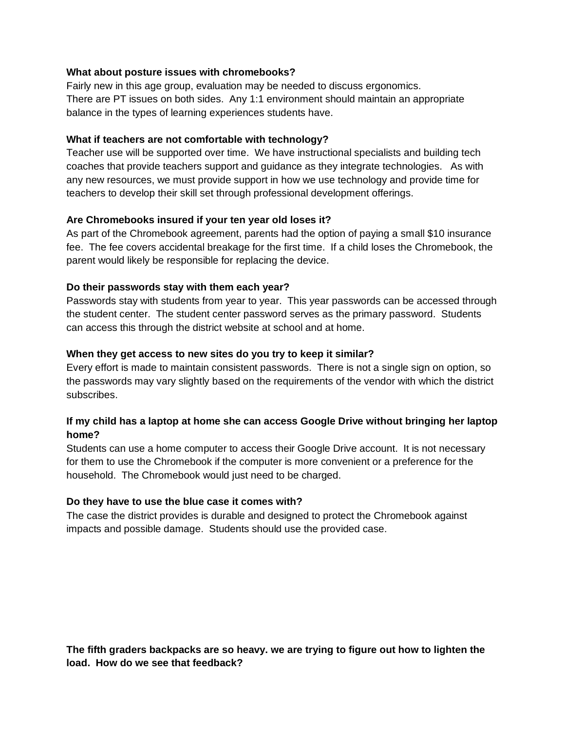**What about posture issues with chromebooks?**
Fairly new in this age group, evaluation may be needed to discuss ergonomics.
There are PT issues on both sides. Any 1:1 environment should maintain an appropriate balance in the types of learning experiences students have.

**What if teachers are not comfortable with technology?**
Teacher use will be supported over time. We have instructional specialists and building tech coaches that provide teachers support and guidance as they integrate technologies. As with any new resources, we must provide support in how we use technology and provide time for teachers to develop their skill set through professional development offerings.

**Are Chromebooks insured if your ten year old loses it?**
As part of the Chromebook agreement, parents had the option of paying a small $10 insurance fee. The fee covers accidental breakage for the first time. If a child loses the Chromebook, the parent would likely be responsible for replacing the device.

**Do their passwords stay with them each year?**
Passwords stay with students from year to year. This year passwords can be accessed through the student center. The student center password serves as the primary password. Students can access this through the district website at school and at home.

**When they get access to new sites do you try to keep it similar?**
Every effort is made to maintain consistent passwords. There is not a single sign on option, so the passwords may vary slightly based on the requirements of the vendor with which the district subscribes.

**If my child has a laptop at home she can access Google Drive without bringing her laptop home?**
Students can use a home computer to access their Google Drive account. It is not necessary for them to use the Chromebook if the computer is more convenient or a preference for the household. The Chromebook would just need to be charged.

**Do they have to use the blue case it comes with?**
The case the district provides is durable and designed to protect the Chromebook against impacts and possible damage. Students should use the provided case.

**The fifth graders backpacks are so heavy. we are trying to figure out how to lighten the load. How do we see that feedback?**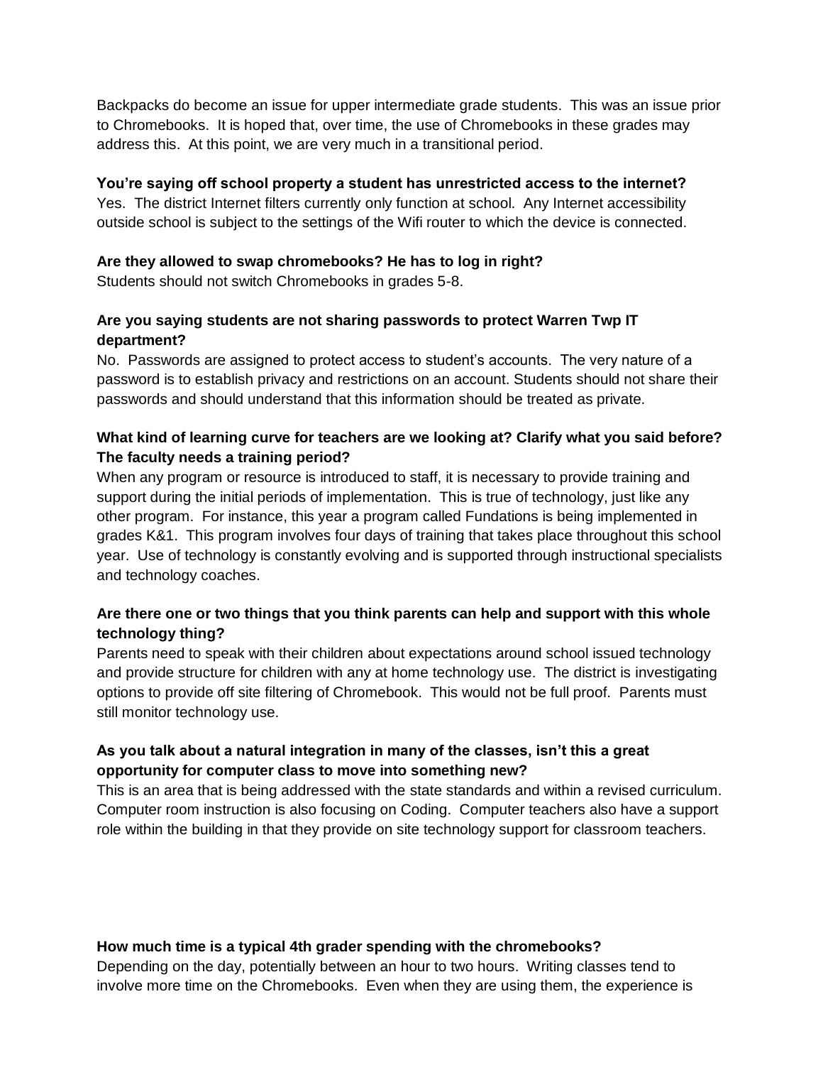Backpacks do become an issue for upper intermediate grade students. This was an issue prior to Chromebooks. It is hoped that, over time, the use of Chromebooks in these grades may address this. At this point, we are very much in a transitional period.

**You're saying off school property a student has unrestricted access to the internet?**
Yes. The district Internet filters currently only function at school. Any Internet accessibility outside school is subject to the settings of the Wifi router to which the device is connected.

**Are they allowed to swap chromebooks? He has to log in right?**
Students should not switch Chromebooks in grades 5-8.

**Are you saying students are not sharing passwords to protect Warren Twp IT department?**
No. Passwords are assigned to protect access to student's accounts. The very nature of a password is to establish privacy and restrictions on an account. Students should not share their passwords and should understand that this information should be treated as private.

**What kind of learning curve for teachers are we looking at? Clarify what you said before? The faculty needs a training period?**
When any program or resource is introduced to staff, it is necessary to provide training and support during the initial periods of implementation. This is true of technology, just like any other program. For instance, this year a program called Fundations is being implemented in grades K&1. This program involves four days of training that takes place throughout this school year. Use of technology is constantly evolving and is supported through instructional specialists and technology coaches.

**Are there one or two things that you think parents can help and support with this whole technology thing?**
Parents need to speak with their children about expectations around school issued technology and provide structure for children with any at home technology use. The district is investigating options to provide off site filtering of Chromebook. This would not be full proof. Parents must still monitor technology use.

**As you talk about a natural integration in many of the classes, isn't this a great opportunity for computer class to move into something new?**
This is an area that is being addressed with the state standards and within a revised curriculum. Computer room instruction is also focusing on Coding. Computer teachers also have a support role within the building in that they provide on site technology support for classroom teachers.

**How much time is a typical 4th grader spending with the chromebooks?**
Depending on the day, potentially between an hour to two hours. Writing classes tend to involve more time on the Chromebooks. Even when they are using them, the experience is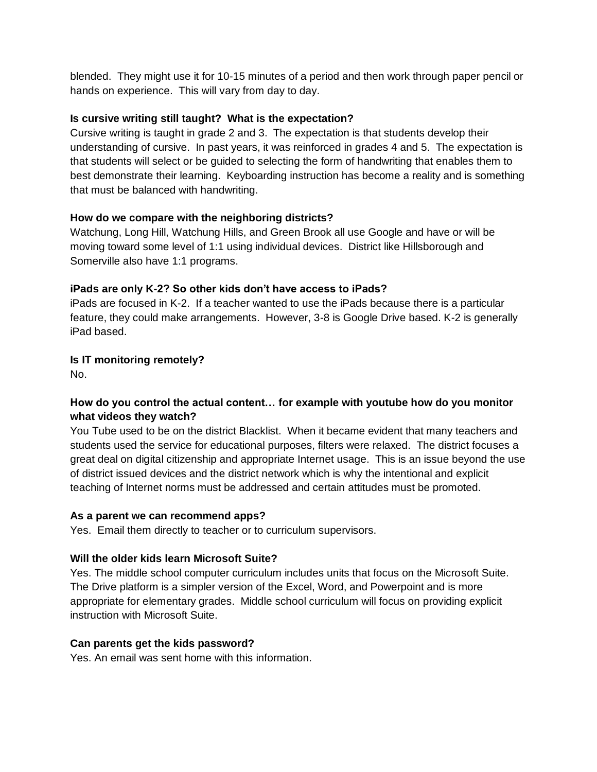blended. They might use it for 10-15 minutes of a period and then work through paper pencil or hands on experience. This will vary from day to day.

**Is cursive writing still taught? What is the expectation?**
Cursive writing is taught in grade 2 and 3. The expectation is that students develop their understanding of cursive. In past years, it was reinforced in grades 4 and 5. The expectation is that students will select or be guided to selecting the form of handwriting that enables them to best demonstrate their learning. Keyboarding instruction has become a reality and is something that must be balanced with handwriting.

**How do we compare with the neighboring districts?**
Watchung, Long Hill, Watchung Hills, and Green Brook all use Google and have or will be moving toward some level of 1:1 using individual devices. District like Hillsborough and Somerville also have 1:1 programs.

**iPads are only K-2? So other kids don't have access to iPads?**
iPads are focused in K-2. If a teacher wanted to use the iPads because there is a particular feature, they could make arrangements. However, 3-8 is Google Drive based. K-2 is generally iPad based.

**Is IT monitoring remotely?**
No.

**How do you control the actual content… for example with youtube how do you monitor what videos they watch?**
You Tube used to be on the district Blacklist. When it became evident that many teachers and students used the service for educational purposes, filters were relaxed. The district focuses a great deal on digital citizenship and appropriate Internet usage. This is an issue beyond the use of district issued devices and the district network which is why the intentional and explicit teaching of Internet norms must be addressed and certain attitudes must be promoted.

**As a parent we can recommend apps?**
Yes. Email them directly to teacher or to curriculum supervisors.

**Will the older kids learn Microsoft Suite?**
Yes. The middle school computer curriculum includes units that focus on the Microsoft Suite. The Drive platform is a simpler version of the Excel, Word, and Powerpoint and is more appropriate for elementary grades. Middle school curriculum will focus on providing explicit instruction with Microsoft Suite.

**Can parents get the kids password?**
Yes. An email was sent home with this information.